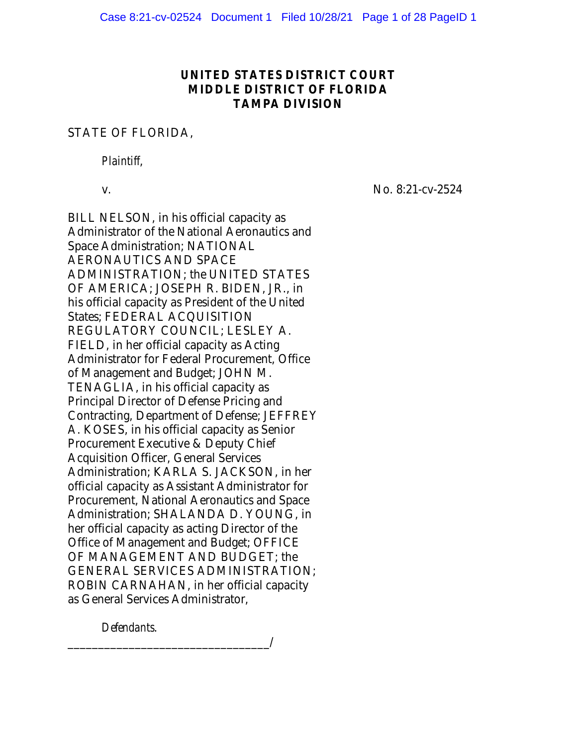**UNITED STATES DISTRICT COURT**
**MIDDLE DISTRICT OF FLORIDA**
**TAMPA DIVISION**

STATE OF FLORIDA,

*Plaintiff*,

v. No. 8:21-cv-2524

BILL NELSON, in his official capacity as Administrator of the National Aeronautics and Space Administration; NATIONAL AERONAUTICS AND SPACE ADMINISTRATION; the UNITED STATES OF AMERICA; JOSEPH R. BIDEN, JR., in his official capacity as President of the United States; FEDERAL ACQUISITION REGULATORY COUNCIL; LESLEY A. FIELD, in her official capacity as Acting Administrator for Federal Procurement, Office of Management and Budget; JOHN M. TENAGLIA, in his official capacity as Principal Director of Defense Pricing and Contracting, Department of Defense; JEFFREY A. KOSES, in his official capacity as Senior Procurement Executive & Deputy Chief Acquisition Officer, General Services Administration; KARLA S. JACKSON, in her official capacity as Assistant Administrator for Procurement, National Aeronautics and Space Administration; SHALANDA D. YOUNG, in her official capacity as acting Director of the Office of Management and Budget; OFFICE OF MANAGEMENT AND BUDGET; the GENERAL SERVICES ADMINISTRATION; ROBIN CARNAHAN, in her official capacity as General Services Administrator,

*Defendants*.

_______________________________/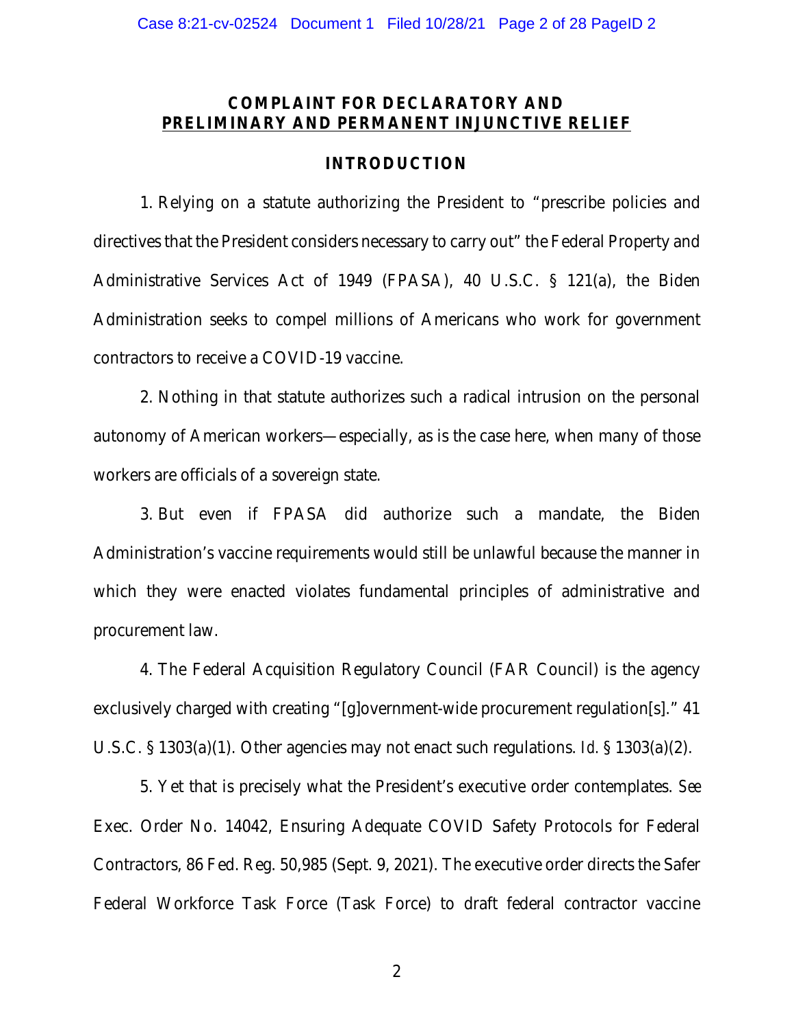## COMPLAINT FOR DECLARATORY AND PRELIMINARY AND PERMANENT INJUNCTIVE RELIEF

## INTRODUCTION

1. Relying on a statute authorizing the President to "prescribe policies and directives that the President considers necessary to carry out" the Federal Property and Administrative Services Act of 1949 (FPASA), 40 U.S.C. § 121(a), the Biden Administration seeks to compel millions of Americans who work for government contractors to receive a COVID-19 vaccine.

2. Nothing in that statute authorizes such a radical intrusion on the personal autonomy of American workers—especially, as is the case here, when many of those workers are officials of a sovereign state.

3. But even if FPASA did authorize such a mandate, the Biden Administration's vaccine requirements would still be unlawful because the manner in which they were enacted violates fundamental principles of administrative and procurement law.

4. The Federal Acquisition Regulatory Council (FAR Council) is the agency exclusively charged with creating "[g]overnment-wide procurement regulation[s]." 41 U.S.C. § 1303(a)(1). Other agencies may not enact such regulations. *Id.* § 1303(a)(2).

5. Yet that is precisely what the President's executive order contemplates. *See* Exec. Order No. 14042, Ensuring Adequate COVID Safety Protocols for Federal Contractors, 86 Fed. Reg. 50,985 (Sept. 9, 2021). The executive order directs the Safer Federal Workforce Task Force (Task Force) to draft federal contractor vaccine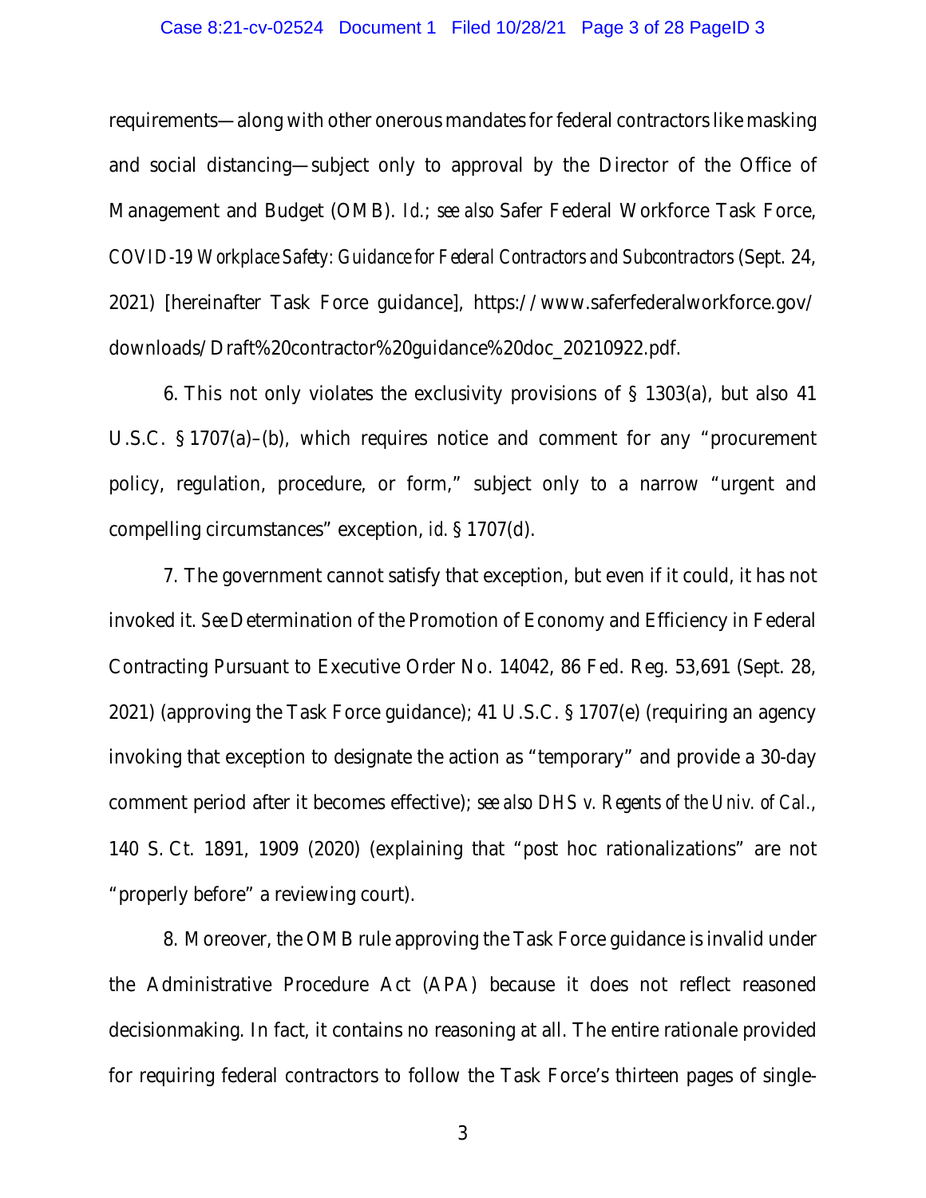requirements—along with other onerous mandates for federal contractors like masking and social distancing—subject only to approval by the Director of the Office of Management and Budget (OMB). *Id.*; *see also* Safer Federal Workforce Task Force, *COVID-19 Workplace Safety: Guidance for Federal Contractors and Subcontractors* (Sept. 24, 2021) [hereinafter Task Force guidance], https://www.saferfederalworkforce.gov/downloads/Draft%20contractor%20guidance%20doc_20210922.pdf.

6. This not only violates the exclusivity provisions of § 1303(a), but also 41 U.S.C. § 1707(a)–(b), which requires notice and comment for any "procurement policy, regulation, procedure, or form," subject only to a narrow "urgent and compelling circumstances" exception, *id.* § 1707(d).

7. The government cannot satisfy that exception, but even if it could, it has not invoked it. *See* Determination of the Promotion of Economy and Efficiency in Federal Contracting Pursuant to Executive Order No. 14042, 86 Fed. Reg. 53,691 (Sept. 28, 2021) (approving the Task Force guidance); 41 U.S.C. § 1707(e) (requiring an agency invoking that exception to designate the action as "temporary" and provide a 30-day comment period after it becomes effective); *see also DHS v. Regents of the Univ. of Cal.*, 140 S. Ct. 1891, 1909 (2020) (explaining that "post hoc rationalizations" are not "properly before" a reviewing court).

8. Moreover, the OMB rule approving the Task Force guidance is invalid under the Administrative Procedure Act (APA) because it does not reflect reasoned decisionmaking. In fact, it contains no reasoning at all. The entire rationale provided for requiring federal contractors to follow the Task Force's thirteen pages of single-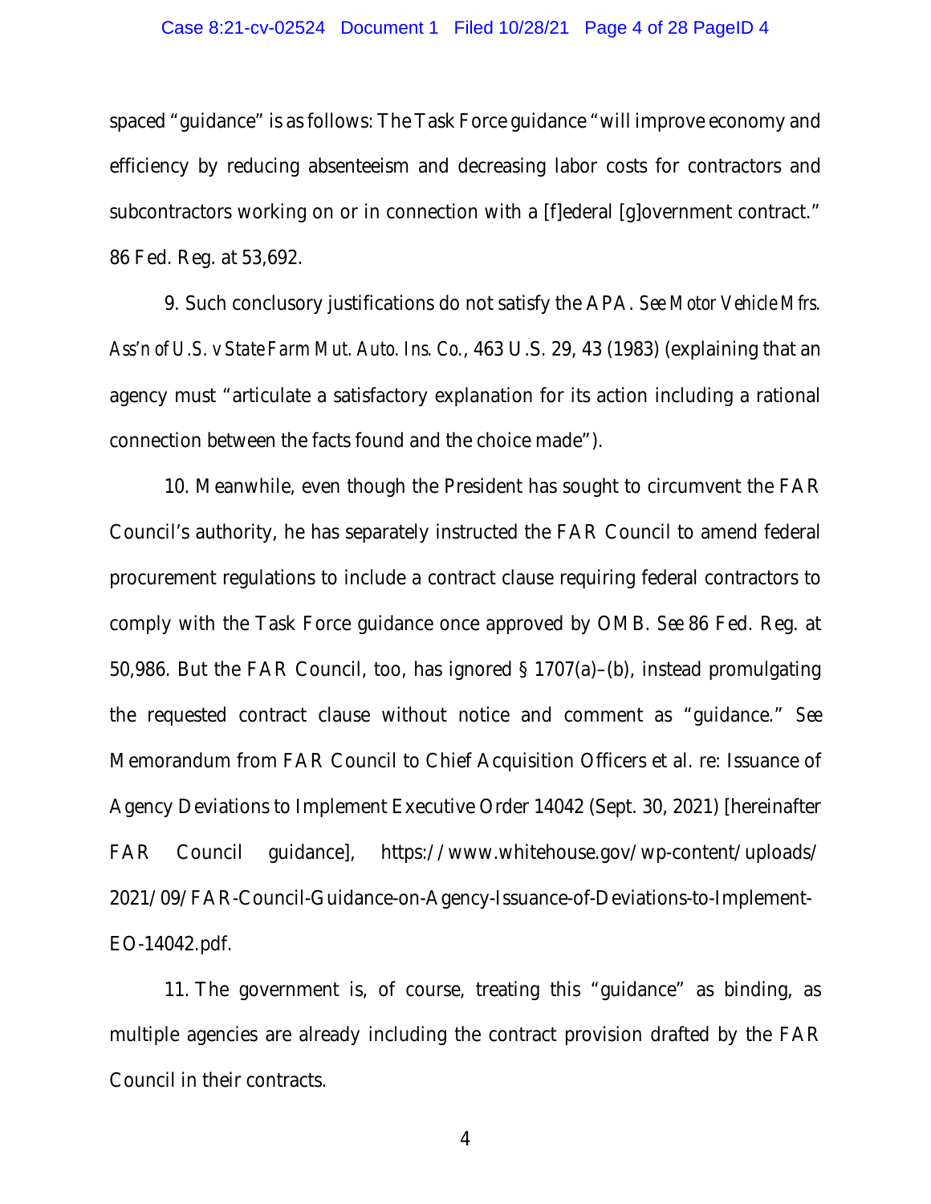spaced "guidance" is as follows: The Task Force guidance "will improve economy and efficiency by reducing absenteeism and decreasing labor costs for contractors and subcontractors working on or in connection with a [f]ederal [g]overnment contract." 86 Fed. Reg. at 53,692.

9. Such conclusory justifications do not satisfy the APA. *See Motor Vehicle Mfrs. Ass'n of U.S. v State Farm Mut. Auto. Ins. Co.*, 463 U.S. 29, 43 (1983) (explaining that an agency must "articulate a satisfactory explanation for its action including a rational connection between the facts found and the choice made").

10. Meanwhile, even though the President has sought to circumvent the FAR Council's authority, he has separately instructed the FAR Council to amend federal procurement regulations to include a contract clause requiring federal contractors to comply with the Task Force guidance once approved by OMB. *See* 86 Fed. Reg. at 50,986. But the FAR Council, too, has ignored § 1707(a)–(b), instead promulgating the requested contract clause without notice and comment as "guidance." *See* Memorandum from FAR Council to Chief Acquisition Officers et al. re: Issuance of Agency Deviations to Implement Executive Order 14042 (Sept. 30, 2021) [hereinafter FAR Council guidance], https://www.whitehouse.gov/wp-content/uploads/2021/09/FAR-Council-Guidance-on-Agency-Issuance-of-Deviations-to-Implement-EO-14042.pdf.

11. The government is, of course, treating this "guidance" as binding, as multiple agencies are already including the contract provision drafted by the FAR Council in their contracts.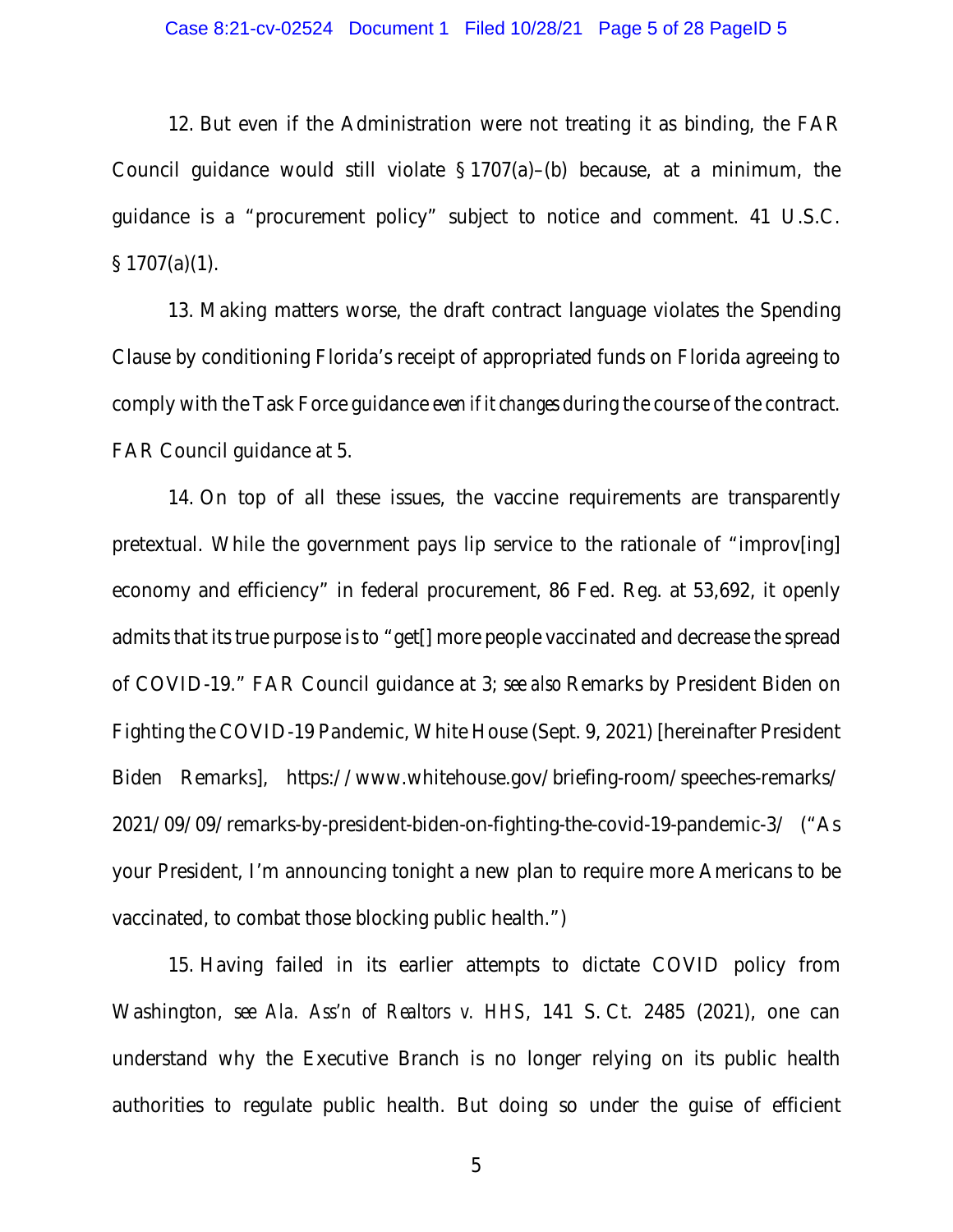12. But even if the Administration were not treating it as binding, the FAR Council guidance would still violate § 1707(a)–(b) because, at a minimum, the guidance is a "procurement policy" subject to notice and comment. 41 U.S.C. § 1707(a)(1).

13. Making matters worse, the draft contract language violates the Spending Clause by conditioning Florida's receipt of appropriated funds on Florida agreeing to comply with the Task Force guidance *even if it changes* during the course of the contract. FAR Council guidance at 5.

14. On top of all these issues, the vaccine requirements are transparently pretextual. While the government pays lip service to the rationale of "improv[ing] economy and efficiency" in federal procurement, 86 Fed. Reg. at 53,692, it openly admits that its true purpose is to "get[] more people vaccinated and decrease the spread of COVID-19." FAR Council guidance at 3; *see also* Remarks by President Biden on Fighting the COVID-19 Pandemic, White House (Sept. 9, 2021) [hereinafter President Biden Remarks], https://www.whitehouse.gov/briefing-room/speeches-remarks/2021/09/09/remarks-by-president-biden-on-fighting-the-covid-19-pandemic-3/ ("As your President, I'm announcing tonight a new plan to require more Americans to be vaccinated, to combat those blocking public health.")

15. Having failed in its earlier attempts to dictate COVID policy from Washington, *see Ala. Ass'n of Realtors v. HHS*, 141 S. Ct. 2485 (2021), one can understand why the Executive Branch is no longer relying on its public health authorities to regulate public health. But doing so under the guise of efficient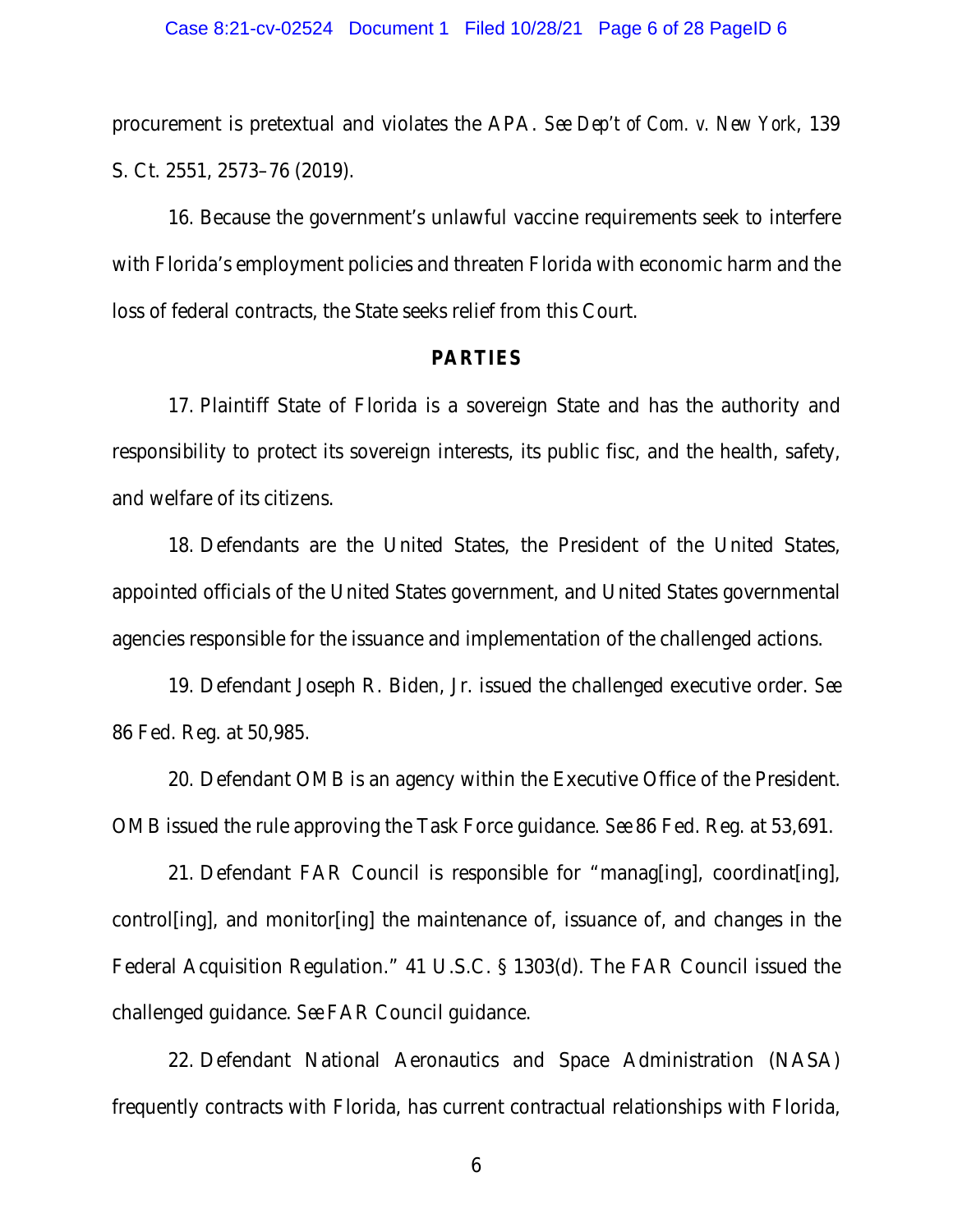procurement is pretextual and violates the APA. *See Dep't of Com. v. New York*, 139 S. Ct. 2551, 2573–76 (2019).

16. Because the government's unlawful vaccine requirements seek to interfere with Florida's employment policies and threaten Florida with economic harm and the loss of federal contracts, the State seeks relief from this Court.

## PARTIES

17. Plaintiff State of Florida is a sovereign State and has the authority and responsibility to protect its sovereign interests, its public fisc, and the health, safety, and welfare of its citizens.

18. Defendants are the United States, the President of the United States, appointed officials of the United States government, and United States governmental agencies responsible for the issuance and implementation of the challenged actions.

19. Defendant Joseph R. Biden, Jr. issued the challenged executive order. *See* 86 Fed. Reg. at 50,985.

20. Defendant OMB is an agency within the Executive Office of the President. OMB issued the rule approving the Task Force guidance. *See* 86 Fed. Reg. at 53,691.

21. Defendant FAR Council is responsible for "manag[ing], coordinat[ing], control[ing], and monitor[ing] the maintenance of, issuance of, and changes in the Federal Acquisition Regulation." 41 U.S.C. § 1303(d). The FAR Council issued the challenged guidance. *See* FAR Council guidance.

22. Defendant National Aeronautics and Space Administration (NASA) frequently contracts with Florida, has current contractual relationships with Florida,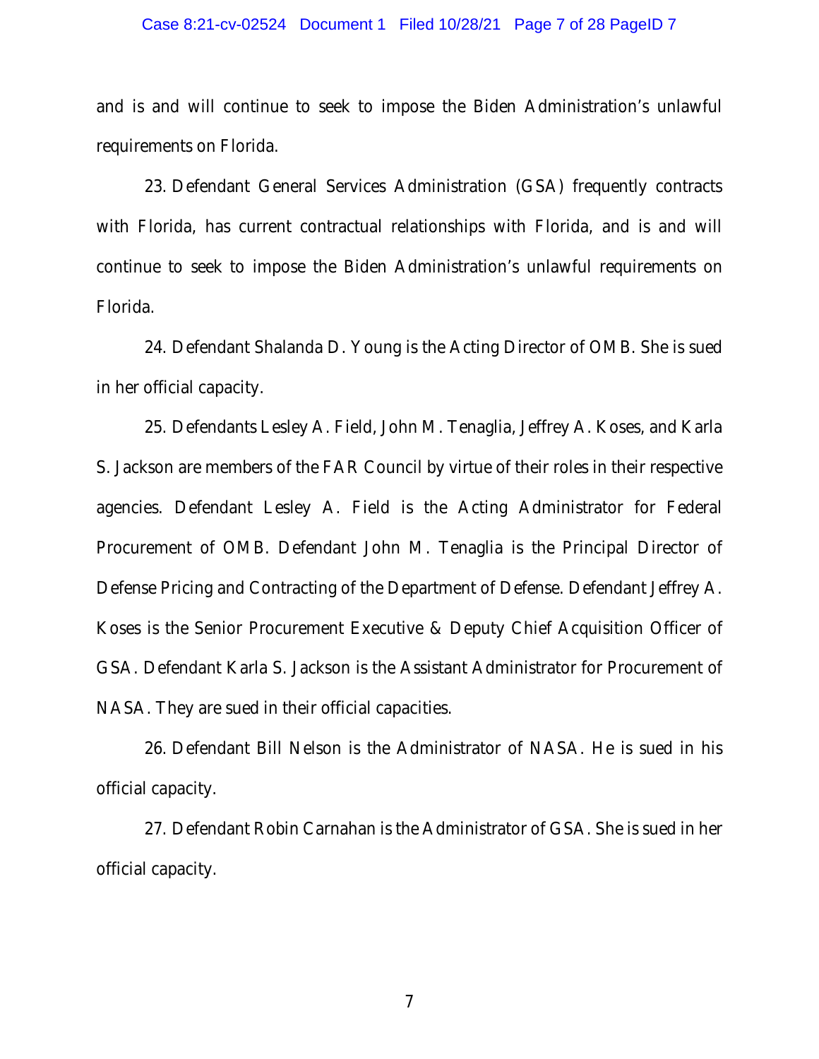and is and will continue to seek to impose the Biden Administration's unlawful requirements on Florida.

23. Defendant General Services Administration (GSA) frequently contracts with Florida, has current contractual relationships with Florida, and is and will continue to seek to impose the Biden Administration's unlawful requirements on Florida.

24. Defendant Shalanda D. Young is the Acting Director of OMB. She is sued in her official capacity.

25. Defendants Lesley A. Field, John M. Tenaglia, Jeffrey A. Koses, and Karla S. Jackson are members of the FAR Council by virtue of their roles in their respective agencies. Defendant Lesley A. Field is the Acting Administrator for Federal Procurement of OMB. Defendant John M. Tenaglia is the Principal Director of Defense Pricing and Contracting of the Department of Defense. Defendant Jeffrey A. Koses is the Senior Procurement Executive & Deputy Chief Acquisition Officer of GSA. Defendant Karla S. Jackson is the Assistant Administrator for Procurement of NASA. They are sued in their official capacities.

26. Defendant Bill Nelson is the Administrator of NASA. He is sued in his official capacity.

27. Defendant Robin Carnahan is the Administrator of GSA. She is sued in her official capacity.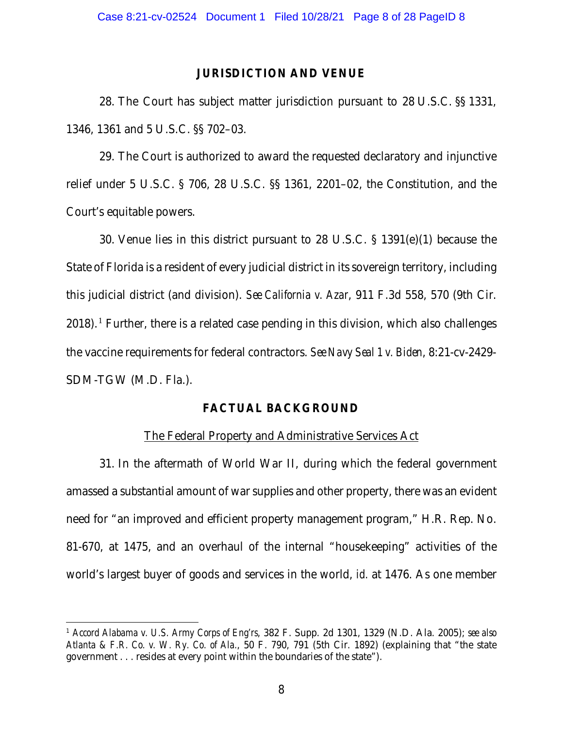## JURISDICTION AND VENUE

28. The Court has subject matter jurisdiction pursuant to 28 U.S.C. §§ 1331, 1346, 1361 and 5 U.S.C. §§ 702–03.

29. The Court is authorized to award the requested declaratory and injunctive relief under 5 U.S.C. § 706, 28 U.S.C. §§ 1361, 2201–02, the Constitution, and the Court's equitable powers.

30. Venue lies in this district pursuant to 28 U.S.C. § 1391(e)(1) because the State of Florida is a resident of every judicial district in its sovereign territory, including this judicial district (and division). *See California v. Azar*, 911 F.3d 558, 570 (9th Cir. 2018).[1] Further, there is a related case pending in this division, which also challenges the vaccine requirements for federal contractors. *See Navy Seal 1 v. Biden*, 8:21-cv-2429-SDM-TGW (M.D. Fla.).

## FACTUAL BACKGROUND

### The Federal Property and Administrative Services Act

31. In the aftermath of World War II, during which the federal government amassed a substantial amount of war supplies and other property, there was an evident need for "an improved and efficient property management program," H.R. Rep. No. 81-670, at 1475, and an overhaul of the internal "housekeeping" activities of the world's largest buyer of goods and services in the world, *id.* at 1476. As one member

---

[1] *Accord Alabama v. U.S. Army Corps of Eng'rs*, 382 F. Supp. 2d 1301, 1329 (N.D. Ala. 2005); *see also Atlanta & F.R. Co. v. W. Ry. Co. of Ala.*, 50 F. 790, 791 (5th Cir. 1892) (explaining that "the state government . . . resides at every point within the boundaries of the state").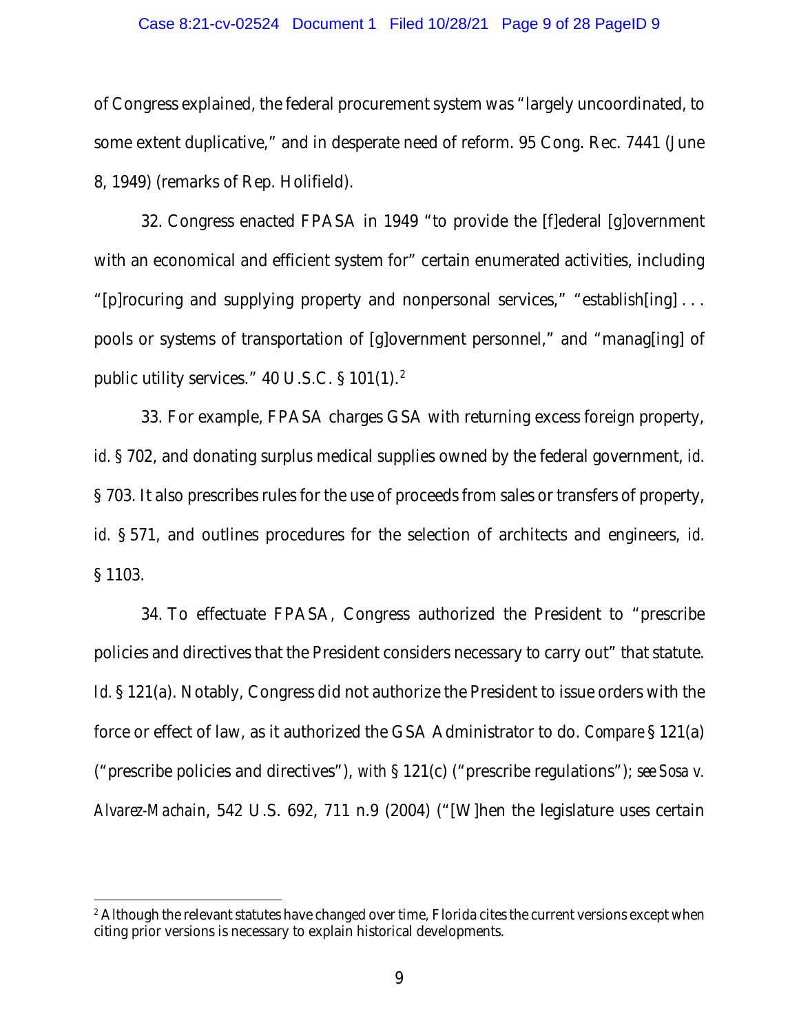of Congress explained, the federal procurement system was "largely uncoordinated, to some extent duplicative," and in desperate need of reform. 95 Cong. Rec. 7441 (June 8, 1949) (remarks of Rep. Holifield).

32. Congress enacted FPASA in 1949 "to provide the [f]ederal [g]overnment with an economical and efficient system for" certain enumerated activities, including "[p]rocuring and supplying property and nonpersonal services," "establish[ing] . . . pools or systems of transportation of [g]overnment personnel," and "manag[ing] of public utility services." 40 U.S.C. § 101(1).[2]

33. For example, FPASA charges GSA with returning excess foreign property, *id.* § 702, and donating surplus medical supplies owned by the federal government, *id.* § 703. It also prescribes rules for the use of proceeds from sales or transfers of property, *id.* § 571, and outlines procedures for the selection of architects and engineers, *id.* § 1103.

34. To effectuate FPASA, Congress authorized the President to "prescribe policies and directives that the President considers necessary to carry out" that statute. *Id.* § 121(a). Notably, Congress did not authorize the President to issue orders with the force or effect of law, as it authorized the GSA Administrator to do. *Compare* § 121(a) ("prescribe policies and directives"), *with* § 121(c) ("prescribe regulations"); *see Sosa v. Alvarez-Machain*, 542 U.S. 692, 711 n.9 (2004) ("[W]hen the legislature uses certain

---

[2] Although the relevant statutes have changed over time, Florida cites the current versions except when citing prior versions is necessary to explain historical developments.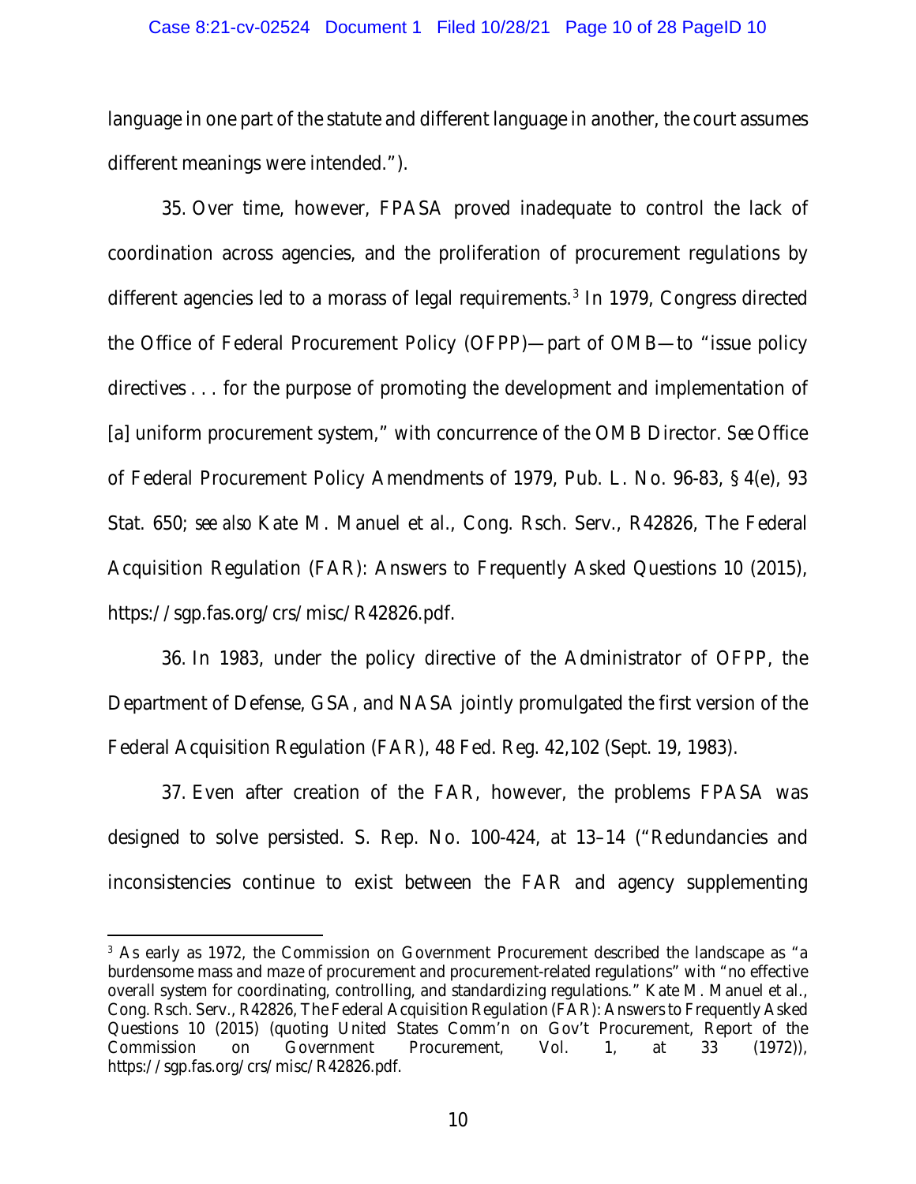language in one part of the statute and different language in another, the court assumes different meanings were intended.").

35. Over time, however, FPASA proved inadequate to control the lack of coordination across agencies, and the proliferation of procurement regulations by different agencies led to a morass of legal requirements.[3] In 1979, Congress directed the Office of Federal Procurement Policy (OFPP)—part of OMB—to "issue policy directives . . . for the purpose of promoting the development and implementation of [a] uniform procurement system," with concurrence of the OMB Director. *See* Office of Federal Procurement Policy Amendments of 1979, Pub. L. No. 96-83, § 4(e), 93 Stat. 650; *see also* Kate M. Manuel et al., Cong. Rsch. Serv., R42826, The Federal Acquisition Regulation (FAR): Answers to Frequently Asked Questions 10 (2015), https://sgp.fas.org/crs/misc/R42826.pdf.

36. In 1983, under the policy directive of the Administrator of OFPP, the Department of Defense, GSA, and NASA jointly promulgated the first version of the Federal Acquisition Regulation (FAR), 48 Fed. Reg. 42,102 (Sept. 19, 1983).

37. Even after creation of the FAR, however, the problems FPASA was designed to solve persisted. S. Rep. No. 100-424, at 13–14 ("Redundancies and inconsistencies continue to exist between the FAR and agency supplementing

---

[3] As early as 1972, the Commission on Government Procurement described the landscape as "a burdensome mass and maze of procurement and procurement-related regulations" with "no effective overall system for coordinating, controlling, and standardizing regulations." Kate M. Manuel et al., Cong. Rsch. Serv., R42826, The Federal Acquisition Regulation (FAR): Answers to Frequently Asked Questions 10 (2015) (quoting United States Comm'n on Gov't Procurement, Report of the Commission on Government Procurement, Vol. 1, at 33 (1972)), https://sgp.fas.org/crs/misc/R42826.pdf.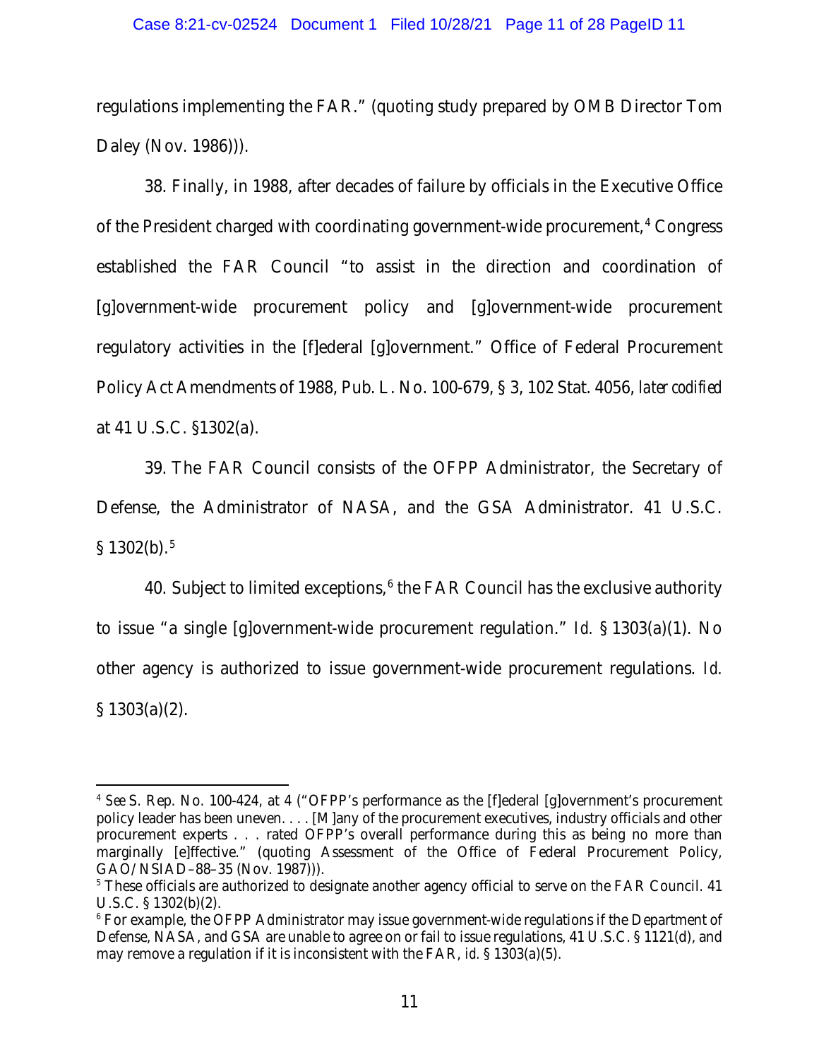regulations implementing the FAR." (quoting study prepared by OMB Director Tom Daley (Nov. 1986))).

38. Finally, in 1988, after decades of failure by officials in the Executive Office of the President charged with coordinating government-wide procurement,[4] Congress established the FAR Council "to assist in the direction and coordination of [g]overnment-wide procurement policy and [g]overnment-wide procurement regulatory activities in the [f]ederal [g]overnment." Office of Federal Procurement Policy Act Amendments of 1988, Pub. L. No. 100-679, § 3, 102 Stat. 4056, *later codified* at 41 U.S.C. §1302(a).

39. The FAR Council consists of the OFPP Administrator, the Secretary of Defense, the Administrator of NASA, and the GSA Administrator. 41 U.S.C. § 1302(b).[5]

40. Subject to limited exceptions,[6] the FAR Council has the exclusive authority to issue "a single [g]overnment-wide procurement regulation." *Id.* § 1303(a)(1). No other agency is authorized to issue government-wide procurement regulations. *Id.* § 1303(a)(2).

---

[4] *See* S. Rep. No. 100-424, at 4 ("OFPP's performance as the [f]ederal [g]overnment's procurement policy leader has been uneven. . . . [M]any of the procurement executives, industry officials and other procurement experts . . . rated OFPP's overall performance during this as being no more than marginally [e]ffective." (quoting Assessment of the Office of Federal Procurement Policy, GAO/NSIAD–88–35 (Nov. 1987))).

[5] These officials are authorized to designate another agency official to serve on the FAR Council. 41 U.S.C. § 1302(b)(2).

[6] For example, the OFPP Administrator may issue government-wide regulations if the Department of Defense, NASA, and GSA are unable to agree on or fail to issue regulations, 41 U.S.C. § 1121(d), and may remove a regulation if it is inconsistent with the FAR, *id.* § 1303(a)(5).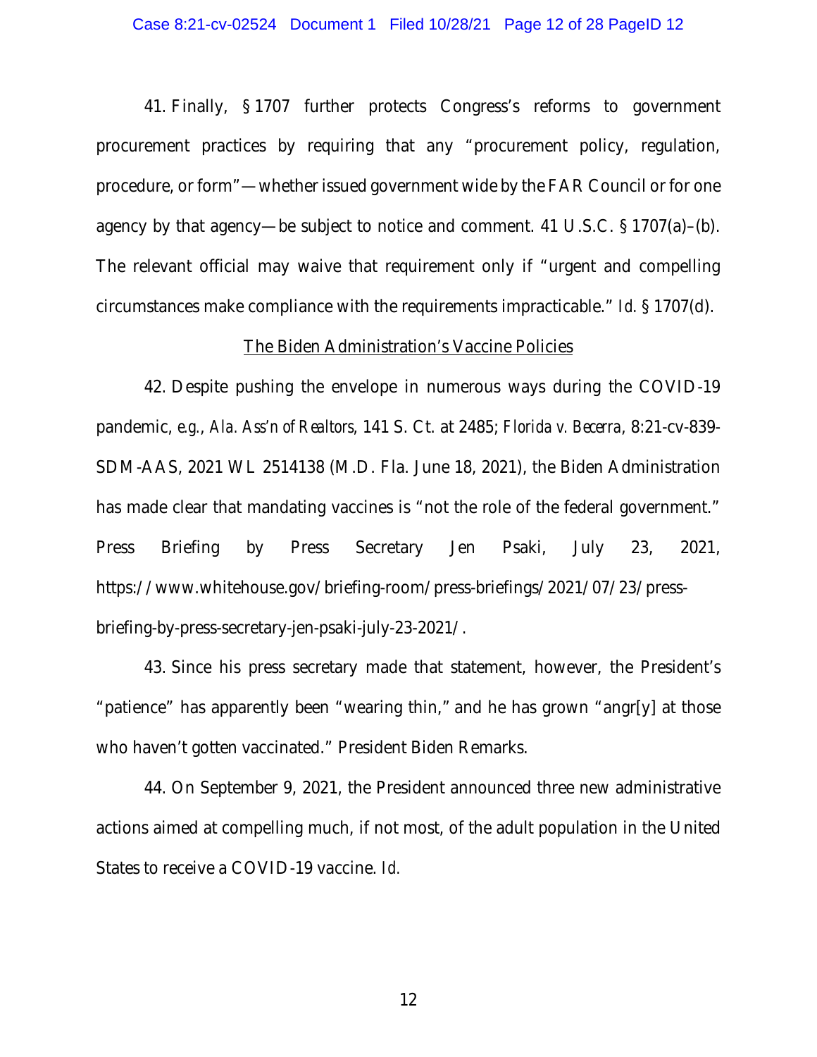41. Finally, § 1707 further protects Congress's reforms to government procurement practices by requiring that any "procurement policy, regulation, procedure, or form"—whether issued government wide by the FAR Council or for one agency by that agency—be subject to notice and comment. 41 U.S.C. § 1707(a)–(b). The relevant official may waive that requirement only if "urgent and compelling circumstances make compliance with the requirements impracticable." *Id.* § 1707(d).

<u>The Biden Administration's Vaccine Policies</u>

42. Despite pushing the envelope in numerous ways during the COVID-19 pandemic, *e.g.*, *Ala. Ass'n of Realtors*, 141 S. Ct. at 2485; *Florida v. Becerra*, 8:21-cv-839-SDM-AAS, 2021 WL 2514138 (M.D. Fla. June 18, 2021), the Biden Administration has made clear that mandating vaccines is "not the role of the federal government." Press Briefing by Press Secretary Jen Psaki, July 23, 2021, https://www.whitehouse.gov/briefing-room/press-briefings/2021/07/23/press-briefing-by-press-secretary-jen-psaki-july-23-2021/.

43. Since his press secretary made that statement, however, the President's "patience" has apparently been "wearing thin," and he has grown "angr[y] at those who haven't gotten vaccinated." President Biden Remarks.

44. On September 9, 2021, the President announced three new administrative actions aimed at compelling much, if not most, of the adult population in the United States to receive a COVID-19 vaccine. *Id.*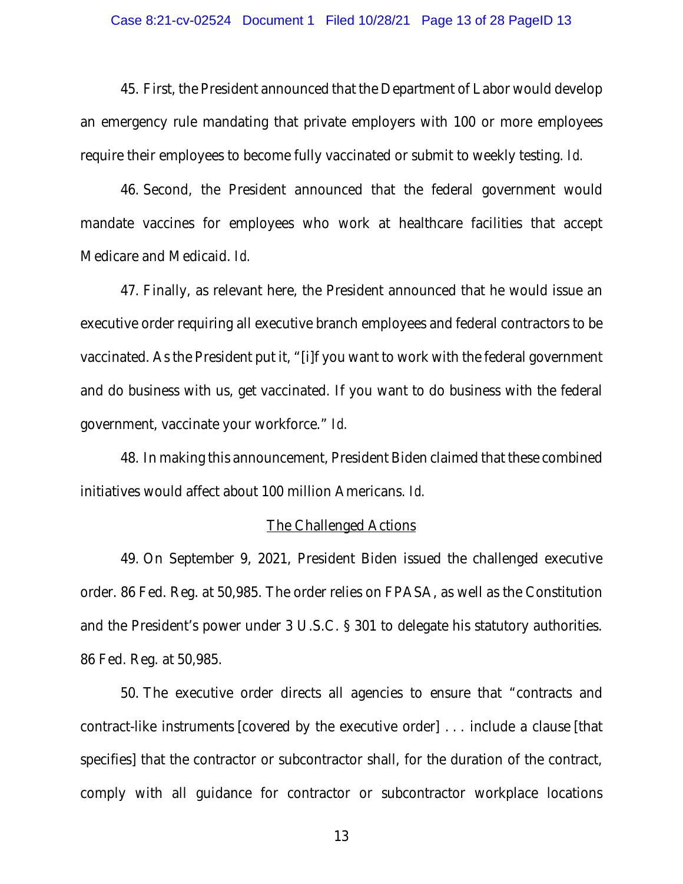45. First, the President announced that the Department of Labor would develop an emergency rule mandating that private employers with 100 or more employees require their employees to become fully vaccinated or submit to weekly testing. *Id.*

46. Second, the President announced that the federal government would mandate vaccines for employees who work at healthcare facilities that accept Medicare and Medicaid. *Id.*

47. Finally, as relevant here, the President announced that he would issue an executive order requiring all executive branch employees and federal contractors to be vaccinated. As the President put it, "[i]f you want to work with the federal government and do business with us, get vaccinated. If you want to do business with the federal government, vaccinate your workforce." *Id.*

48. In making this announcement, President Biden claimed that these combined initiatives would affect about 100 million Americans. *Id.*

<u>The Challenged Actions</u>

49. On September 9, 2021, President Biden issued the challenged executive order. 86 Fed. Reg. at 50,985. The order relies on FPASA, as well as the Constitution and the President's power under 3 U.S.C. § 301 to delegate his statutory authorities. 86 Fed. Reg. at 50,985.

50. The executive order directs all agencies to ensure that "contracts and contract-like instruments [covered by the executive order] . . . include a clause [that specifies] that the contractor or subcontractor shall, for the duration of the contract, comply with all guidance for contractor or subcontractor workplace locations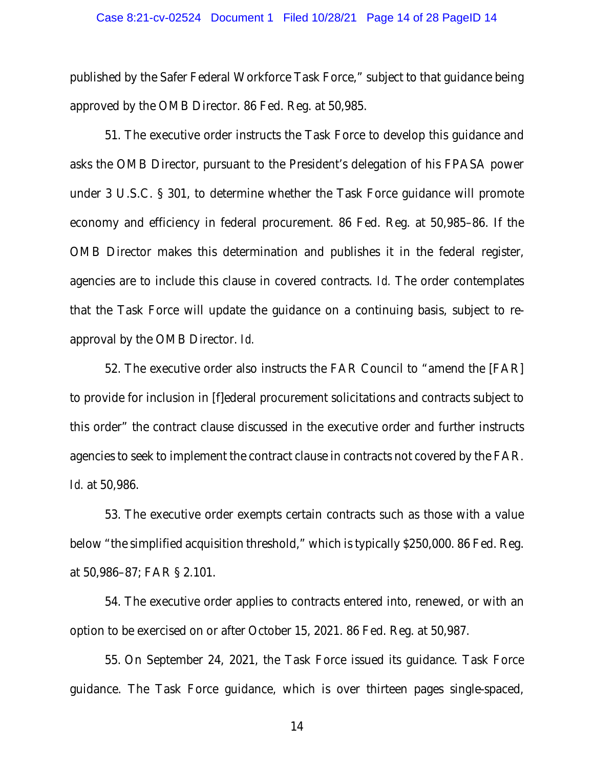published by the Safer Federal Workforce Task Force," subject to that guidance being approved by the OMB Director. 86 Fed. Reg. at 50,985.

51. The executive order instructs the Task Force to develop this guidance and asks the OMB Director, pursuant to the President's delegation of his FPASA power under 3 U.S.C. § 301, to determine whether the Task Force guidance will promote economy and efficiency in federal procurement. 86 Fed. Reg. at 50,985–86. If the OMB Director makes this determination and publishes it in the federal register, agencies are to include this clause in covered contracts. *Id.* The order contemplates that the Task Force will update the guidance on a continuing basis, subject to re-approval by the OMB Director. *Id.*

52. The executive order also instructs the FAR Council to "amend the [FAR] to provide for inclusion in [f]ederal procurement solicitations and contracts subject to this order" the contract clause discussed in the executive order and further instructs agencies to seek to implement the contract clause in contracts not covered by the FAR. *Id.* at 50,986.

53. The executive order exempts certain contracts such as those with a value below "the simplified acquisition threshold," which is typically $250,000. 86 Fed. Reg. at 50,986–87; FAR § 2.101.

54. The executive order applies to contracts entered into, renewed, or with an option to be exercised on or after October 15, 2021. 86 Fed. Reg. at 50,987.

55. On September 24, 2021, the Task Force issued its guidance. Task Force guidance. The Task Force guidance, which is over thirteen pages single-spaced,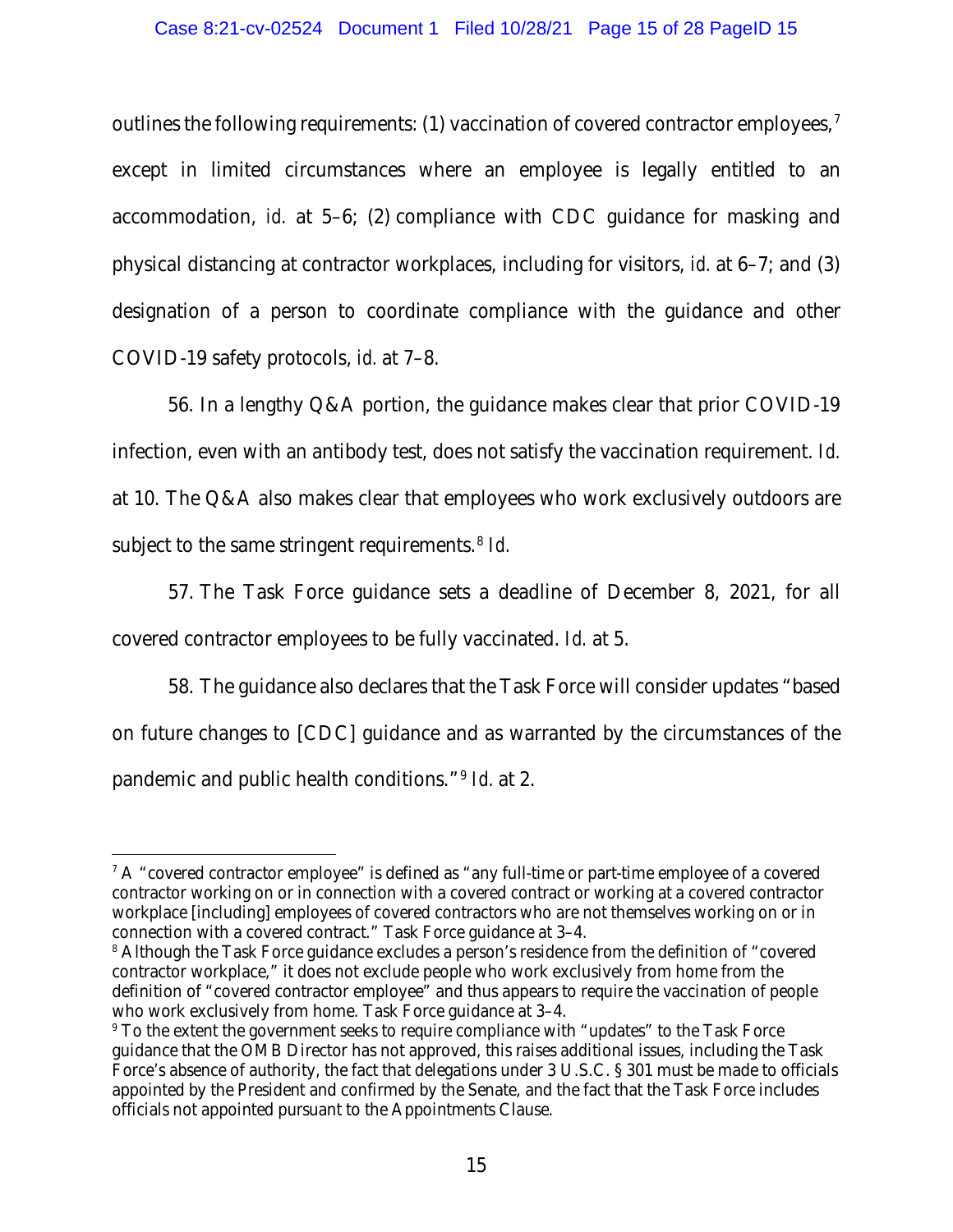outlines the following requirements: (1) vaccination of covered contractor employees,[7] except in limited circumstances where an employee is legally entitled to an accommodation, *id.* at 5–6; (2) compliance with CDC guidance for masking and physical distancing at contractor workplaces, including for visitors, *id.* at 6–7; and (3) designation of a person to coordinate compliance with the guidance and other COVID-19 safety protocols, *id.* at 7–8.

56. In a lengthy Q&A portion, the guidance makes clear that prior COVID-19 infection, even with an antibody test, does not satisfy the vaccination requirement. *Id.* at 10. The Q&A also makes clear that employees who work exclusively outdoors are subject to the same stringent requirements.[8] *Id.*

57. The Task Force guidance sets a deadline of December 8, 2021, for all covered contractor employees to be fully vaccinated. *Id.* at 5.

58. The guidance also declares that the Task Force will consider updates "based on future changes to [CDC] guidance and as warranted by the circumstances of the pandemic and public health conditions."[9] *Id.* at 2.

---

[7] A "covered contractor employee" is defined as "any full-time or part-time employee of a covered contractor working on or in connection with a covered contract or working at a covered contractor workplace [including] employees of covered contractors who are not themselves working on or in connection with a covered contract." Task Force guidance at 3–4.

[8] Although the Task Force guidance excludes a person's residence from the definition of "covered contractor workplace," it does not exclude people who work exclusively from home from the definition of "covered contractor employee" and thus appears to require the vaccination of people who work exclusively from home. Task Force guidance at 3–4.

[9] To the extent the government seeks to require compliance with "updates" to the Task Force guidance that the OMB Director has not approved, this raises additional issues, including the Task Force's absence of authority, the fact that delegations under 3 U.S.C. § 301 must be made to officials appointed by the President and confirmed by the Senate, and the fact that the Task Force includes officials not appointed pursuant to the Appointments Clause.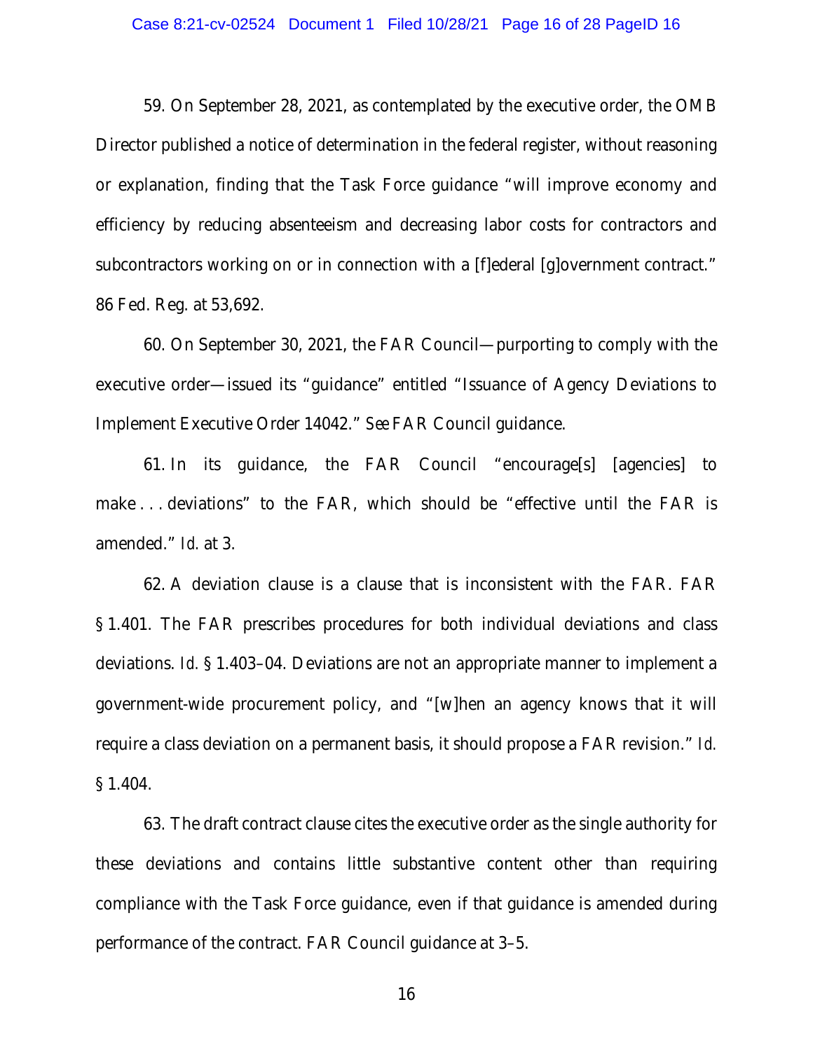59. On September 28, 2021, as contemplated by the executive order, the OMB Director published a notice of determination in the federal register, without reasoning or explanation, finding that the Task Force guidance "will improve economy and efficiency by reducing absenteeism and decreasing labor costs for contractors and subcontractors working on or in connection with a [f]ederal [g]overnment contract." 86 Fed. Reg. at 53,692.

60. On September 30, 2021, the FAR Council—purporting to comply with the executive order—issued its "guidance" entitled "Issuance of Agency Deviations to Implement Executive Order 14042." *See* FAR Council guidance.

61. In its guidance, the FAR Council "encourage[s] [agencies] to make . . . deviations" to the FAR, which should be "effective until the FAR is amended." *Id.* at 3.

62. A deviation clause is a clause that is inconsistent with the FAR. FAR § 1.401. The FAR prescribes procedures for both individual deviations and class deviations. *Id.* § 1.403–04. Deviations are not an appropriate manner to implement a government-wide procurement policy, and "[w]hen an agency knows that it will require a class deviation on a permanent basis, it should propose a FAR revision." *Id.* § 1.404.

63. The draft contract clause cites the executive order as the single authority for these deviations and contains little substantive content other than requiring compliance with the Task Force guidance, even if that guidance is amended during performance of the contract. FAR Council guidance at 3–5.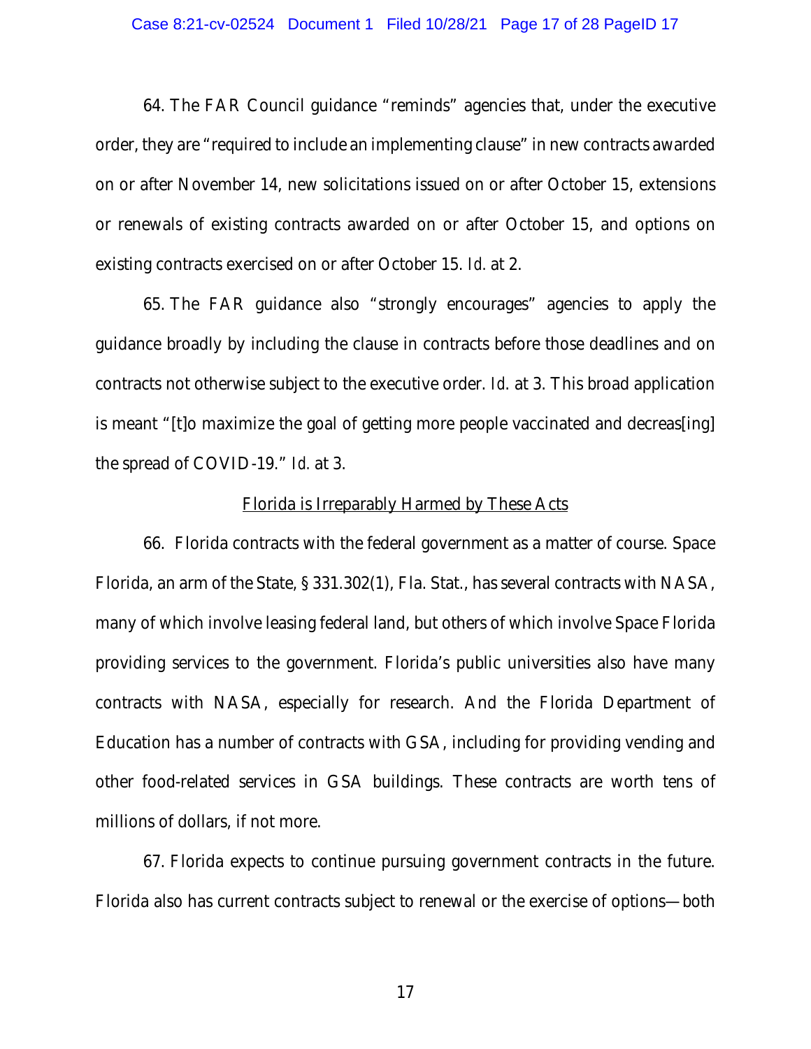64. The FAR Council guidance "reminds" agencies that, under the executive order, they are "required to include an implementing clause" in new contracts awarded on or after November 14, new solicitations issued on or after October 15, extensions or renewals of existing contracts awarded on or after October 15, and options on existing contracts exercised on or after October 15. *Id.* at 2.

65. The FAR guidance also "strongly encourages" agencies to apply the guidance broadly by including the clause in contracts before those deadlines and on contracts not otherwise subject to the executive order. *Id.* at 3. This broad application is meant "[t]o maximize the goal of getting more people vaccinated and decreas[ing] the spread of COVID-19." *Id.* at 3.

<u>Florida is Irreparably Harmed by These Acts</u>

66. Florida contracts with the federal government as a matter of course. Space Florida, an arm of the State, § 331.302(1), Fla. Stat., has several contracts with NASA, many of which involve leasing federal land, but others of which involve Space Florida providing services to the government. Florida's public universities also have many contracts with NASA, especially for research. And the Florida Department of Education has a number of contracts with GSA, including for providing vending and other food-related services in GSA buildings. These contracts are worth tens of millions of dollars, if not more.

67. Florida expects to continue pursuing government contracts in the future. Florida also has current contracts subject to renewal or the exercise of options—both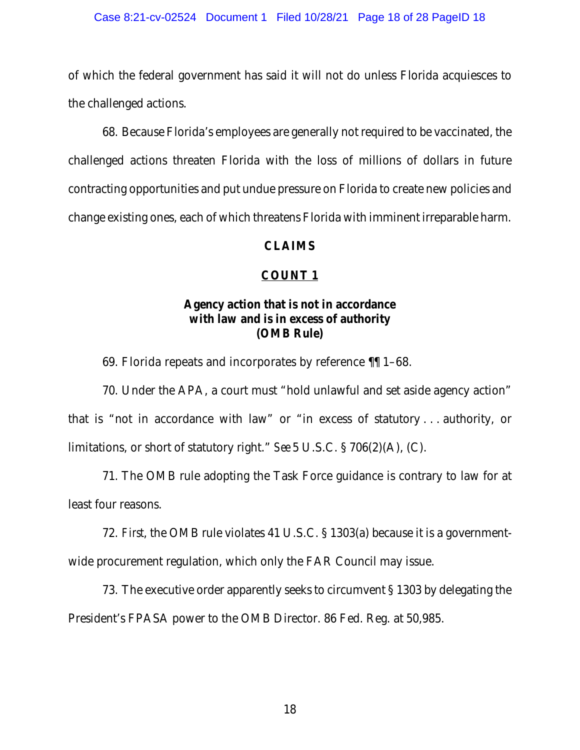of which the federal government has said it will not do unless Florida acquiesces to the challenged actions.

68. Because Florida's employees are generally not required to be vaccinated, the challenged actions threaten Florida with the loss of millions of dollars in future contracting opportunities and put undue pressure on Florida to create new policies and change existing ones, each of which threatens Florida with imminent irreparable harm.

## CLAIMS

### COUNT 1

### Agency action that is not in accordance with law and is in excess of authority (OMB Rule)

69. Florida repeats and incorporates by reference ¶¶ 1–68.

70. Under the APA, a court must "hold unlawful and set aside agency action" that is "not in accordance with law" or "in excess of statutory . . . authority, or limitations, or short of statutory right." *See* 5 U.S.C. § 706(2)(A), (C).

71. The OMB rule adopting the Task Force guidance is contrary to law for at least four reasons.

72. *First*, the OMB rule violates 41 U.S.C. § 1303(a) because it is a government-wide procurement regulation, which only the FAR Council may issue.

73. The executive order apparently seeks to circumvent § 1303 by delegating the President's FPASA power to the OMB Director. 86 Fed. Reg. at 50,985.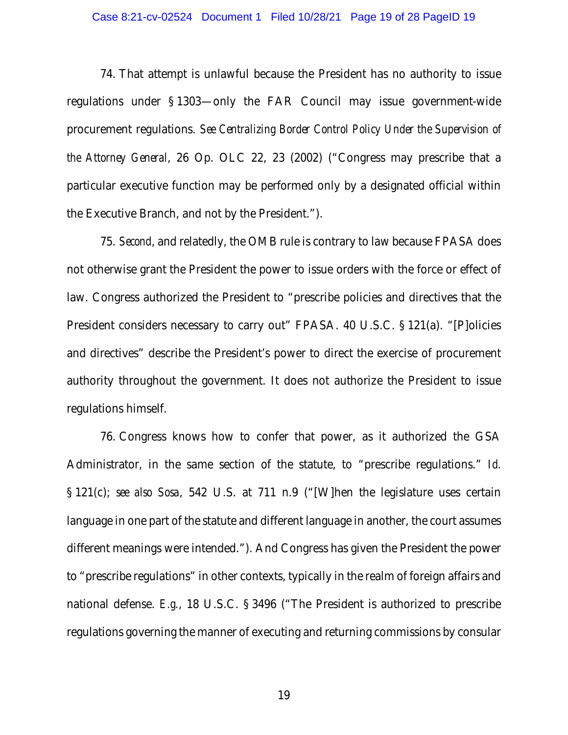74. That attempt is unlawful because the President has no authority to issue regulations under § 1303—only the FAR Council may issue government-wide procurement regulations. *See Centralizing Border Control Policy Under the Supervision of the Attorney General*, 26 Op. OLC 22, 23 (2002) ("Congress may prescribe that a particular executive function may be performed only by a designated official within the Executive Branch, and not by the President.").

75. *Second*, and relatedly, the OMB rule is contrary to law because FPASA does not otherwise grant the President the power to issue orders with the force or effect of law. Congress authorized the President to "prescribe policies and directives that the President considers necessary to carry out" FPASA. 40 U.S.C. § 121(a). "[P]olicies and directives" describe the President's power to direct the exercise of procurement authority throughout the government. It does not authorize the President to issue regulations himself.

76. Congress knows how to confer that power, as it authorized the GSA Administrator, in the same section of the statute, to "prescribe regulations." *Id.* § 121(c); *see also Sosa*, 542 U.S. at 711 n.9 ("[W]hen the legislature uses certain language in one part of the statute and different language in another, the court assumes different meanings were intended."). And Congress has given the President the power to "prescribe regulations" in other contexts, typically in the realm of foreign affairs and national defense. *E.g.*, 18 U.S.C. § 3496 ("The President is authorized to prescribe regulations governing the manner of executing and returning commissions by consular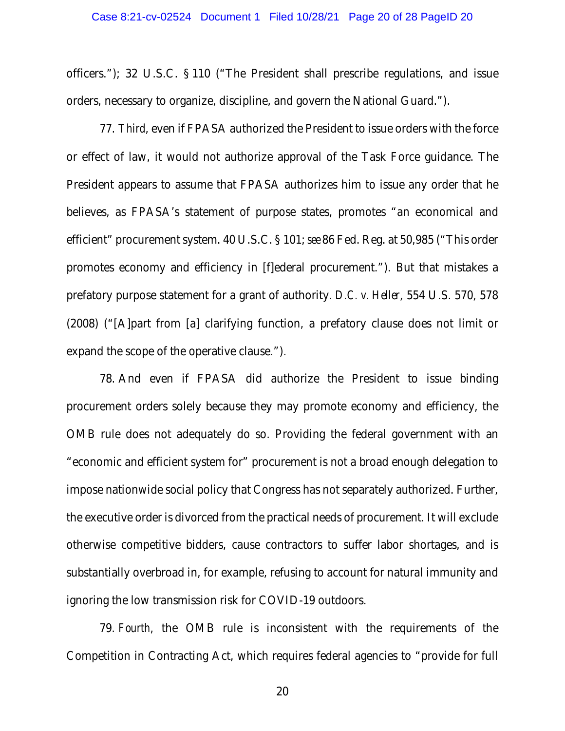officers."); 32 U.S.C. § 110 ("The President shall prescribe regulations, and issue orders, necessary to organize, discipline, and govern the National Guard.").

77. *Third*, even if FPASA authorized the President to issue orders with the force or effect of law, it would not authorize approval of the Task Force guidance. The President appears to assume that FPASA authorizes him to issue any order that he believes, as FPASA's statement of purpose states, promotes "an economical and efficient" procurement system. 40 U.S.C. § 101; *see* 86 Fed. Reg. at 50,985 ("This order promotes economy and efficiency in [f]ederal procurement."). But that mistakes a prefatory purpose statement for a grant of authority. *D.C. v. Heller*, 554 U.S. 570, 578 (2008) ("[A]part from [a] clarifying function, a prefatory clause does not limit or expand the scope of the operative clause.").

78. And even if FPASA did authorize the President to issue binding procurement orders solely because they may promote economy and efficiency, the OMB rule does not adequately do so. Providing the federal government with an "economic and efficient system for" procurement is not a broad enough delegation to impose nationwide social policy that Congress has not separately authorized. Further, the executive order is divorced from the practical needs of procurement. It will exclude otherwise competitive bidders, cause contractors to suffer labor shortages, and is substantially overbroad in, for example, refusing to account for natural immunity and ignoring the low transmission risk for COVID-19 outdoors.

79. *Fourth*, the OMB rule is inconsistent with the requirements of the Competition in Contracting Act, which requires federal agencies to "provide for full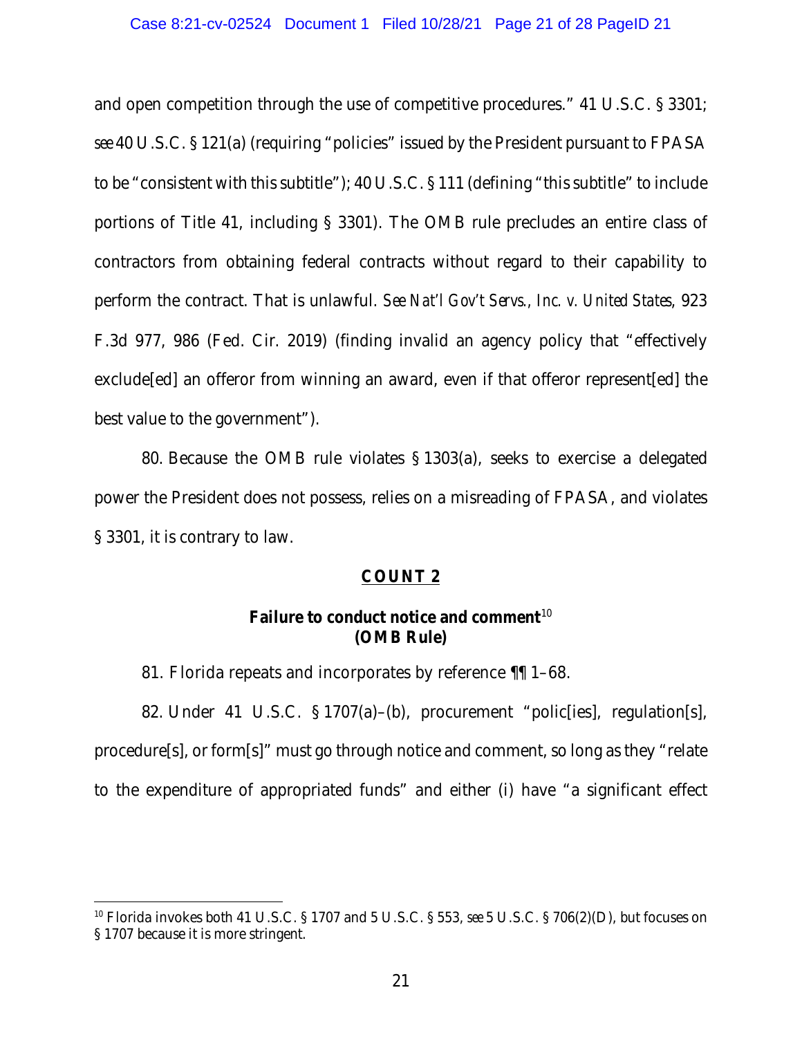and open competition through the use of competitive procedures." 41 U.S.C. § 3301; *see* 40 U.S.C. § 121(a) (requiring "policies" issued by the President pursuant to FPASA to be "consistent with this subtitle"); 40 U.S.C. § 111 (defining "this subtitle" to include portions of Title 41, including § 3301). The OMB rule precludes an entire class of contractors from obtaining federal contracts without regard to their capability to perform the contract. That is unlawful. *See Nat'l Gov't Servs., Inc. v. United States*, 923 F.3d 977, 986 (Fed. Cir. 2019) (finding invalid an agency policy that "effectively exclude[ed] an offeror from winning an award, even if that offeror represent[ed] the best value to the government").

80. Because the OMB rule violates § 1303(a), seeks to exercise a delegated power the President does not possess, relies on a misreading of FPASA, and violates § 3301, it is contrary to law.

## <u>COUNT 2</u>

### Failure to conduct notice and comment[10] (OMB Rule)

81. Florida repeats and incorporates by reference ¶¶ 1–68.

82. Under 41 U.S.C. § 1707(a)–(b), procurement "polic[ies], regulation[s], procedure[s], or form[s]" must go through notice and comment, so long as they "relate to the expenditure of appropriated funds" and either (i) have "a significant effect

---

[10] Florida invokes both 41 U.S.C. § 1707 and 5 U.S.C. § 553, *see* 5 U.S.C. § 706(2)(D), but focuses on § 1707 because it is more stringent.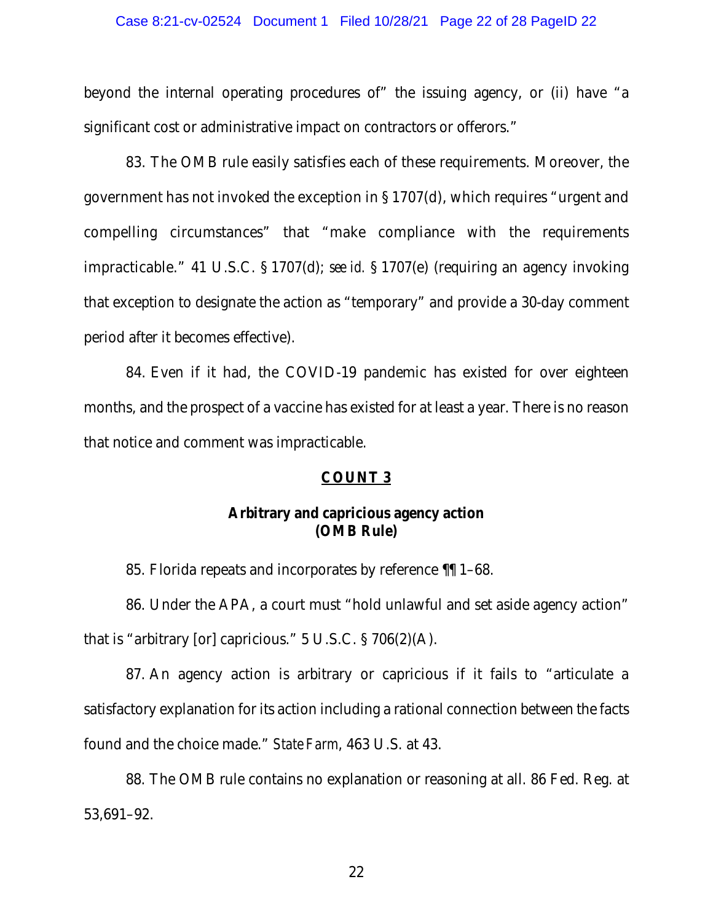beyond the internal operating procedures of" the issuing agency, or (ii) have "a significant cost or administrative impact on contractors or offerors."

83. The OMB rule easily satisfies each of these requirements. Moreover, the government has not invoked the exception in § 1707(d), which requires "urgent and compelling circumstances" that "make compliance with the requirements impracticable." 41 U.S.C. § 1707(d); *see id.* § 1707(e) (requiring an agency invoking that exception to designate the action as "temporary" and provide a 30-day comment period after it becomes effective).

84. Even if it had, the COVID-19 pandemic has existed for over eighteen months, and the prospect of a vaccine has existed for at least a year. There is no reason that notice and comment was impracticable.

## COUNT 3

### Arbitrary and capricious agency action (OMB Rule)

85. Florida repeats and incorporates by reference ¶¶ 1–68.

86. Under the APA, a court must "hold unlawful and set aside agency action" that is "arbitrary [or] capricious." 5 U.S.C. § 706(2)(A).

87. An agency action is arbitrary or capricious if it fails to "articulate a satisfactory explanation for its action including a rational connection between the facts found and the choice made." *State Farm*, 463 U.S. at 43.

88. The OMB rule contains no explanation or reasoning at all. 86 Fed. Reg. at 53,691–92.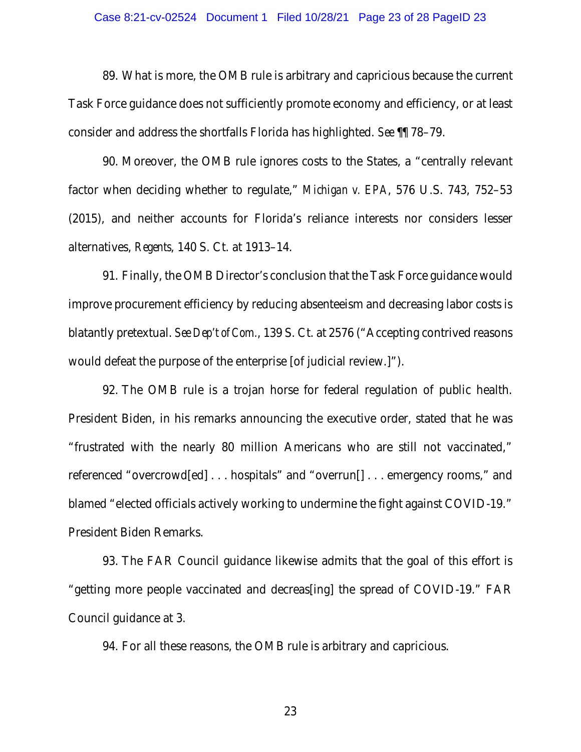89. What is more, the OMB rule is arbitrary and capricious because the current Task Force guidance does not sufficiently promote economy and efficiency, or at least consider and address the shortfalls Florida has highlighted. *See* ¶¶ 78–79.

90. Moreover, the OMB rule ignores costs to the States, a "centrally relevant factor when deciding whether to regulate," *Michigan v. EPA*, 576 U.S. 743, 752–53 (2015), and neither accounts for Florida's reliance interests nor considers lesser alternatives, *Regents*, 140 S. Ct. at 1913–14.

91. Finally, the OMB Director's conclusion that the Task Force guidance would improve procurement efficiency by reducing absenteeism and decreasing labor costs is blatantly pretextual. *See Dep't of Com.*, 139 S. Ct. at 2576 ("Accepting contrived reasons would defeat the purpose of the enterprise [of judicial review.]").

92. The OMB rule is a trojan horse for federal regulation of public health. President Biden, in his remarks announcing the executive order, stated that he was "frustrated with the nearly 80 million Americans who are still not vaccinated," referenced "overcrowd[ed] . . . hospitals" and "overrun[] . . . emergency rooms," and blamed "elected officials actively working to undermine the fight against COVID-19." President Biden Remarks.

93. The FAR Council guidance likewise admits that the goal of this effort is "getting more people vaccinated and decreas[ing] the spread of COVID-19." FAR Council guidance at 3.

94. For all these reasons, the OMB rule is arbitrary and capricious.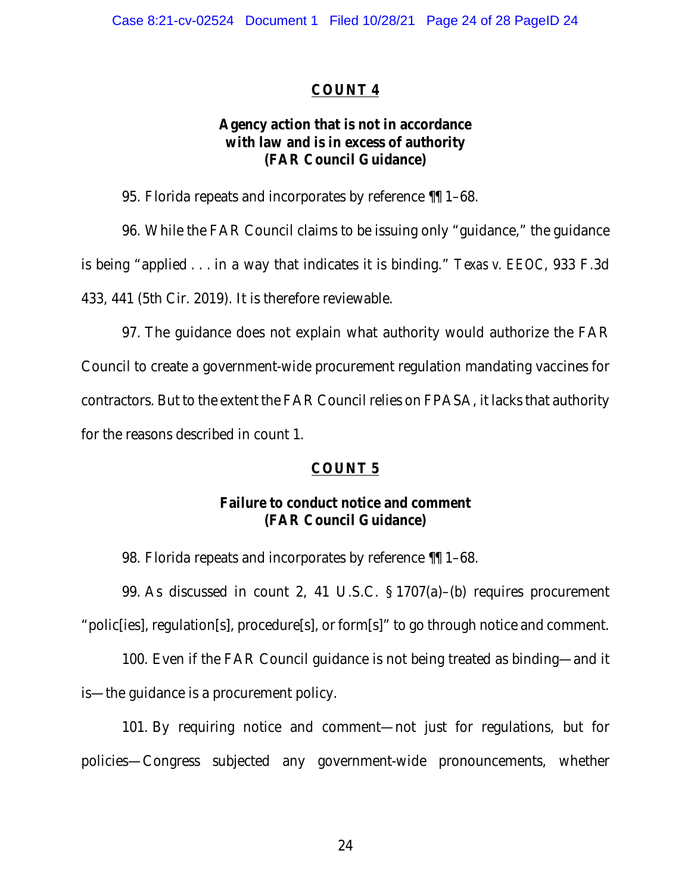## COUNT 4

### Agency action that is not in accordance with law and is in excess of authority (FAR Council Guidance)

95. Florida repeats and incorporates by reference ¶¶ 1–68.

96. While the FAR Council claims to be issuing only "guidance," the guidance is being "applied . . . in a way that indicates it is binding." *Texas v. EEOC*, 933 F.3d 433, 441 (5th Cir. 2019). It is therefore reviewable.

97. The guidance does not explain what authority would authorize the FAR Council to create a government-wide procurement regulation mandating vaccines for contractors. But to the extent the FAR Council relies on FPASA, it lacks that authority for the reasons described in count 1.

## COUNT 5

### Failure to conduct notice and comment (FAR Council Guidance)

98. Florida repeats and incorporates by reference ¶¶ 1–68.

99. As discussed in count 2, 41 U.S.C. § 1707(a)–(b) requires procurement "polic[ies], regulation[s], procedure[s], or form[s]" to go through notice and comment.

100. Even if the FAR Council guidance is not being treated as binding—and it is—the guidance is a procurement policy.

101. By requiring notice and comment—not just for regulations, but for policies—Congress subjected any government-wide pronouncements, whether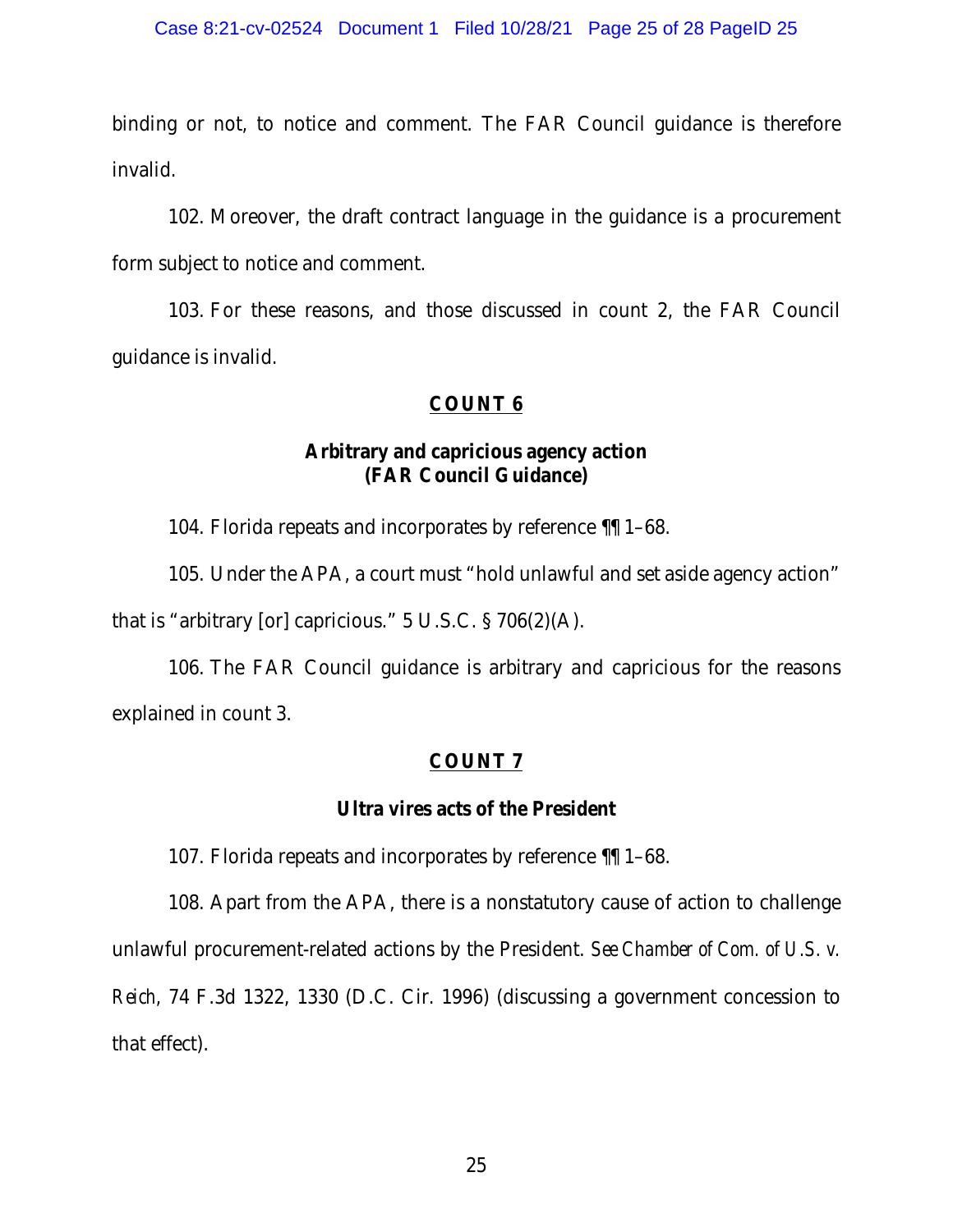binding or not, to notice and comment. The FAR Council guidance is therefore invalid.

102. Moreover, the draft contract language in the guidance is a procurement form subject to notice and comment.

103. For these reasons, and those discussed in count 2, the FAR Council guidance is invalid.

## COUNT 6

### Arbitrary and capricious agency action (FAR Council Guidance)

104. Florida repeats and incorporates by reference ¶¶ 1–68.

105. Under the APA, a court must "hold unlawful and set aside agency action" that is "arbitrary [or] capricious." 5 U.S.C. § 706(2)(A).

106. The FAR Council guidance is arbitrary and capricious for the reasons explained in count 3.

## COUNT 7

### Ultra vires acts of the President

107. Florida repeats and incorporates by reference ¶¶ 1–68.

108. Apart from the APA, there is a nonstatutory cause of action to challenge unlawful procurement-related actions by the President. *See Chamber of Com. of U.S. v. Reich*, 74 F.3d 1322, 1330 (D.C. Cir. 1996) (discussing a government concession to that effect).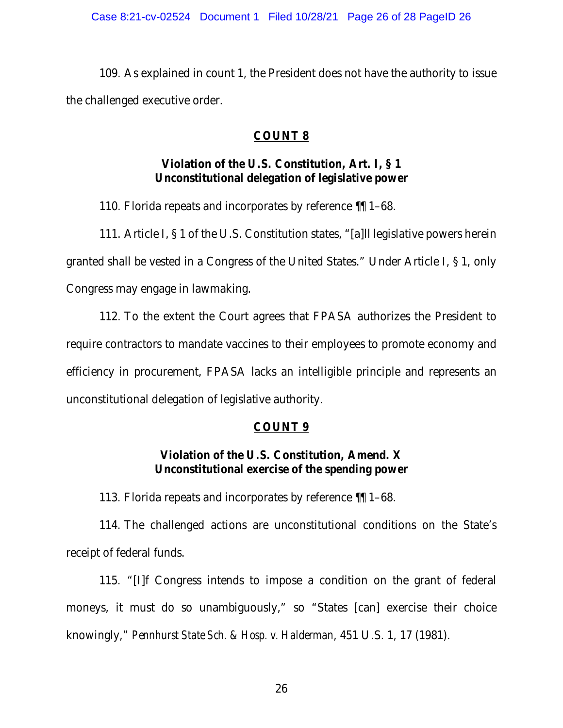109. As explained in count 1, the President does not have the authority to issue the challenged executive order.

**<u>COUNT 8</u>**

**Violation of the U.S. Constitution, Art. I, § 1**
**Unconstitutional delegation of legislative power**

110. Florida repeats and incorporates by reference ¶¶ 1–68.

111. Article I, § 1 of the U.S. Constitution states, "[a]ll legislative powers herein granted shall be vested in a Congress of the United States." Under Article I, § 1, only Congress may engage in lawmaking.

112. To the extent the Court agrees that FPASA authorizes the President to require contractors to mandate vaccines to their employees to promote economy and efficiency in procurement, FPASA lacks an intelligible principle and represents an unconstitutional delegation of legislative authority.

**<u>COUNT 9</u>**

**Violation of the U.S. Constitution, Amend. X**
**Unconstitutional exercise of the spending power**

113. Florida repeats and incorporates by reference ¶¶ 1–68.

114. The challenged actions are unconstitutional conditions on the State's receipt of federal funds.

115. "[I]f Congress intends to impose a condition on the grant of federal moneys, it must do so unambiguously," so "States [can] exercise their choice knowingly," *Pennhurst State Sch. & Hosp. v. Halderman*, 451 U.S. 1, 17 (1981).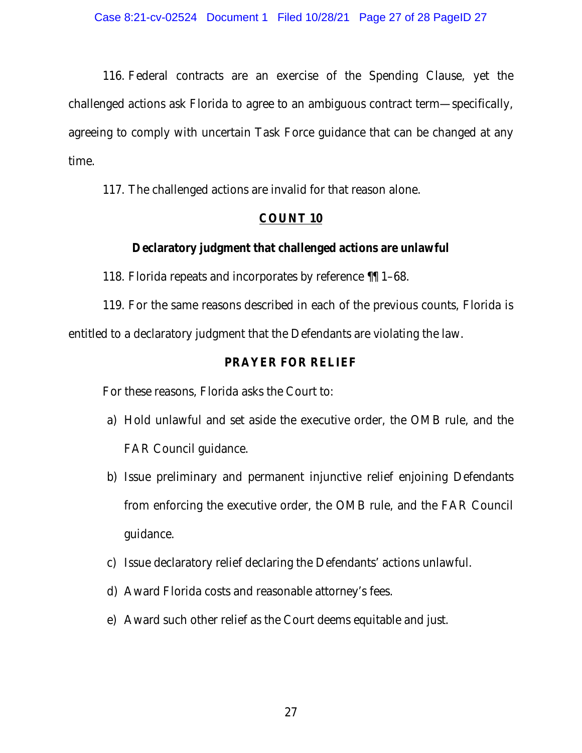116. Federal contracts are an exercise of the Spending Clause, yet the challenged actions ask Florida to agree to an ambiguous contract term—specifically, agreeing to comply with uncertain Task Force guidance that can be changed at any time.

117. The challenged actions are invalid for that reason alone.

## COUNT 10

### Declaratory judgment that challenged actions are unlawful

118. Florida repeats and incorporates by reference ¶¶ 1–68.

119. For the same reasons described in each of the previous counts, Florida is entitled to a declaratory judgment that the Defendants are violating the law.

## PRAYER FOR RELIEF

For these reasons, Florida asks the Court to:

a) Hold unlawful and set aside the executive order, the OMB rule, and the FAR Council guidance.

b) Issue preliminary and permanent injunctive relief enjoining Defendants from enforcing the executive order, the OMB rule, and the FAR Council guidance.

c) Issue declaratory relief declaring the Defendants' actions unlawful.

d) Award Florida costs and reasonable attorney's fees.

e) Award such other relief as the Court deems equitable and just.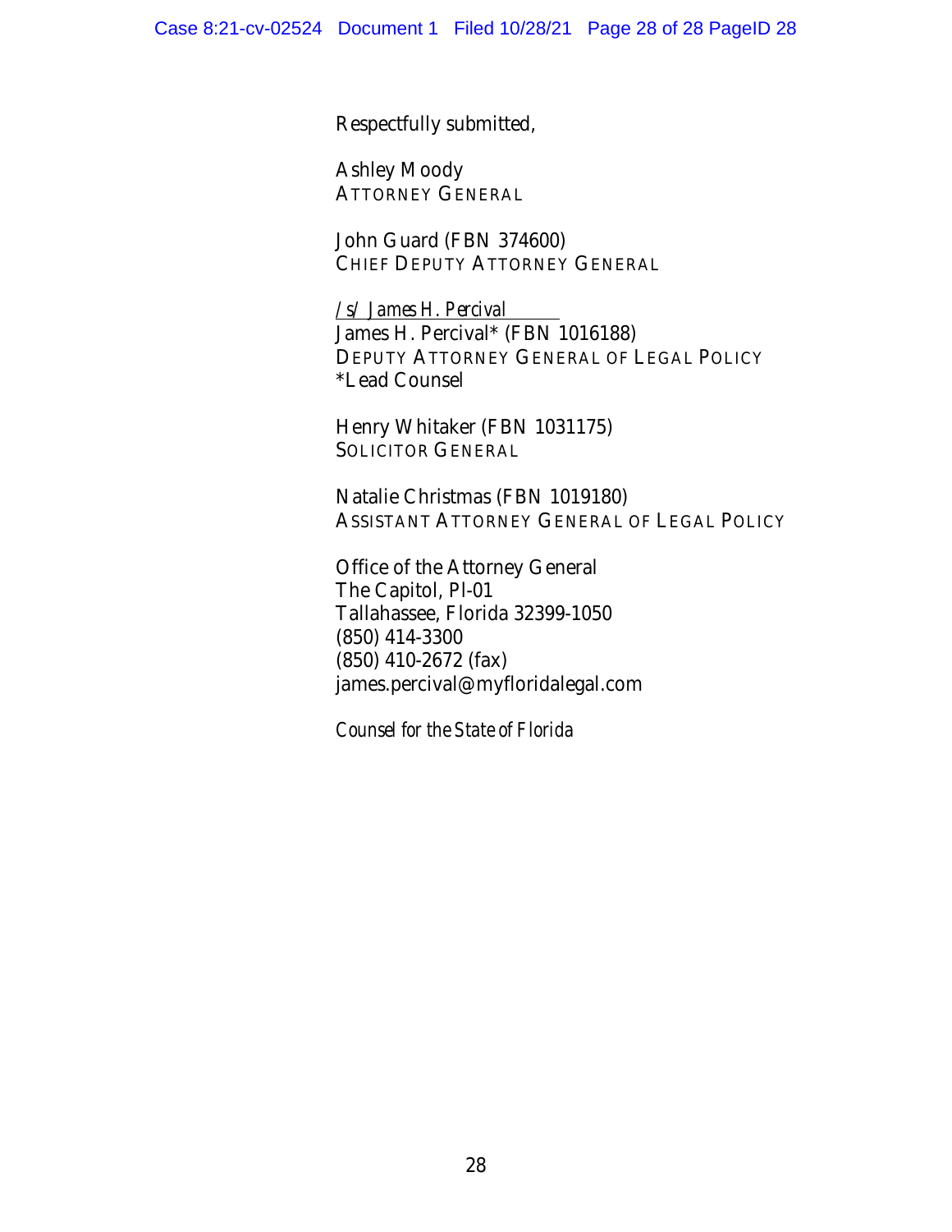Respectfully submitted,

Ashley Moody  
ATTORNEY GENERAL

John Guard (FBN 374600)  
CHIEF DEPUTY ATTORNEY GENERAL

*/s/ James H. Percival*  
James H. Percival* (FBN 1016188)  
DEPUTY ATTORNEY GENERAL OF LEGAL POLICY  
*Lead Counsel

Henry Whitaker (FBN 1031175)  
SOLICITOR GENERAL

Natalie Christmas (FBN 1019180)  
ASSISTANT ATTORNEY GENERAL OF LEGAL POLICY

Office of the Attorney General  
The Capitol, Pl-01  
Tallahassee, Florida 32399-1050  
(850) 414-3300  
(850) 410-2672 (fax)  
james.percival@myfloridalegal.com

*Counsel for the State of Florida*